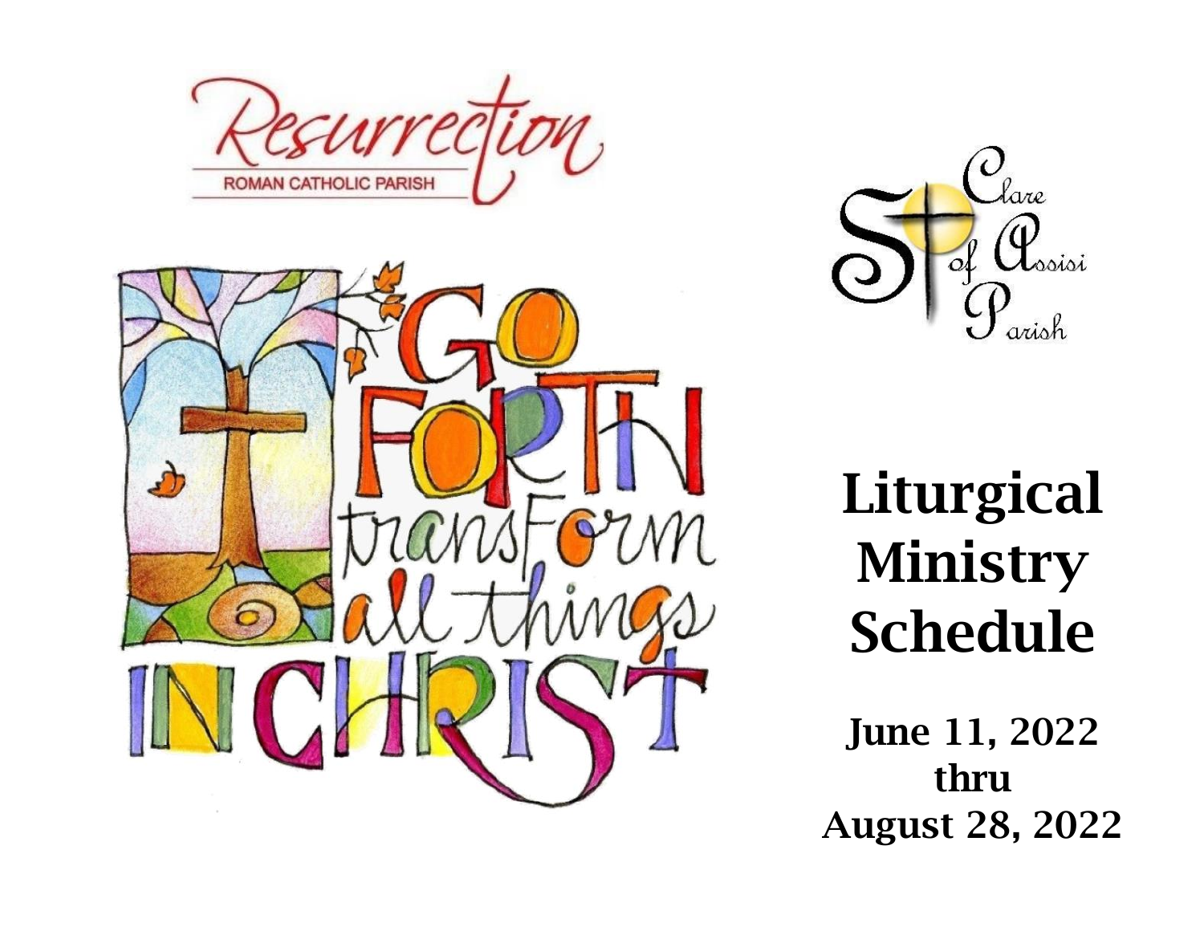Resurrection

ROMAN CATHOLIC PARISH

GO FORTH transform all things IN CHRIST

St Clare of Assisi Parish

# Liturgical Ministry Schedule

**June 11, 2022**
**thru**
**August 28, 2022**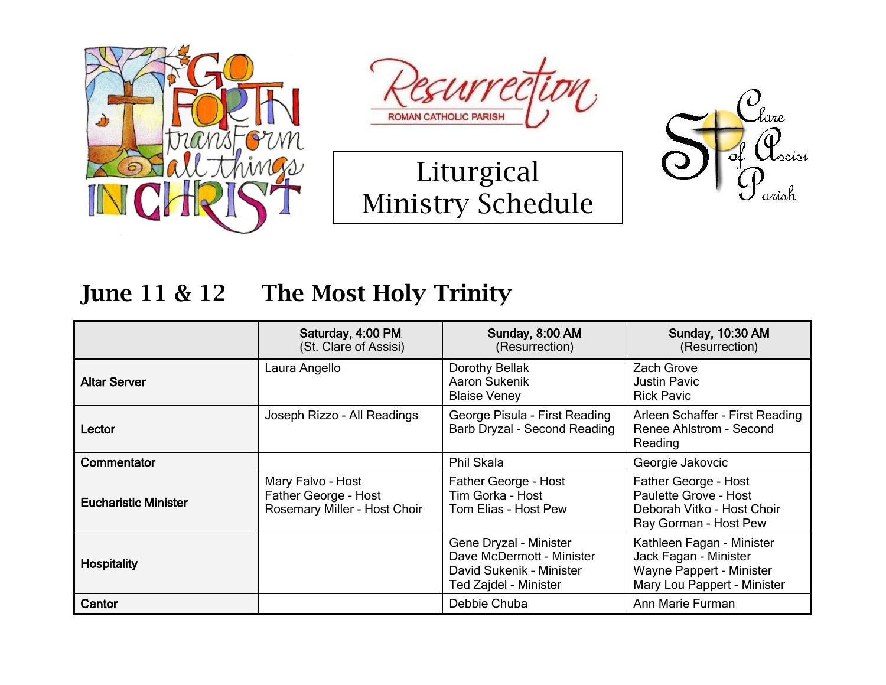Resurrection

ROMAN CATHOLIC PARISH

# Liturgical Ministry Schedule

St. Clare of Assisi Parish

## June 11 & 12 The Most Holy Trinity

| | Saturday, 4:00 PM (St. Clare of Assisi) | Sunday, 8:00 AM (Resurrection) | Sunday, 10:30 AM (Resurrection) |
|---|---|---|---|
| **Altar Server** | Laura Angello | Dorothy Bellak<br>Aaron Sukenik<br>Blaise Veney | Zach Grove<br>Justin Pavic<br>Rick Pavic |
| **Lector** | Joseph Rizzo - All Readings | George Pisula - First Reading<br>Barb Dryzal - Second Reading | Arleen Schaffer - First Reading<br>Renee Ahlstrom - Second Reading |
| **Commentator** | | Phil Skala | Georgie Jakovcic |
| **Eucharistic Minister** | Mary Falvo - Host<br>Father George - Host<br>Rosemary Miller - Host Choir | Father George - Host<br>Tim Gorka - Host<br>Tom Elias - Host Pew | Father George - Host<br>Paulette Grove - Host<br>Deborah Vitko - Host Choir<br>Ray Gorman - Host Pew |
| **Hospitality** | | Gene Dryzal - Minister<br>Dave McDermott - Minister<br>David Sukenik - Minister<br>Ted Zajdel - Minister | Kathleen Fagan - Minister<br>Jack Fagan - Minister<br>Wayne Pappert - Minister<br>Mary Lou Pappert - Minister |
| **Cantor** | | Debbie Chuba | Ann Marie Furman |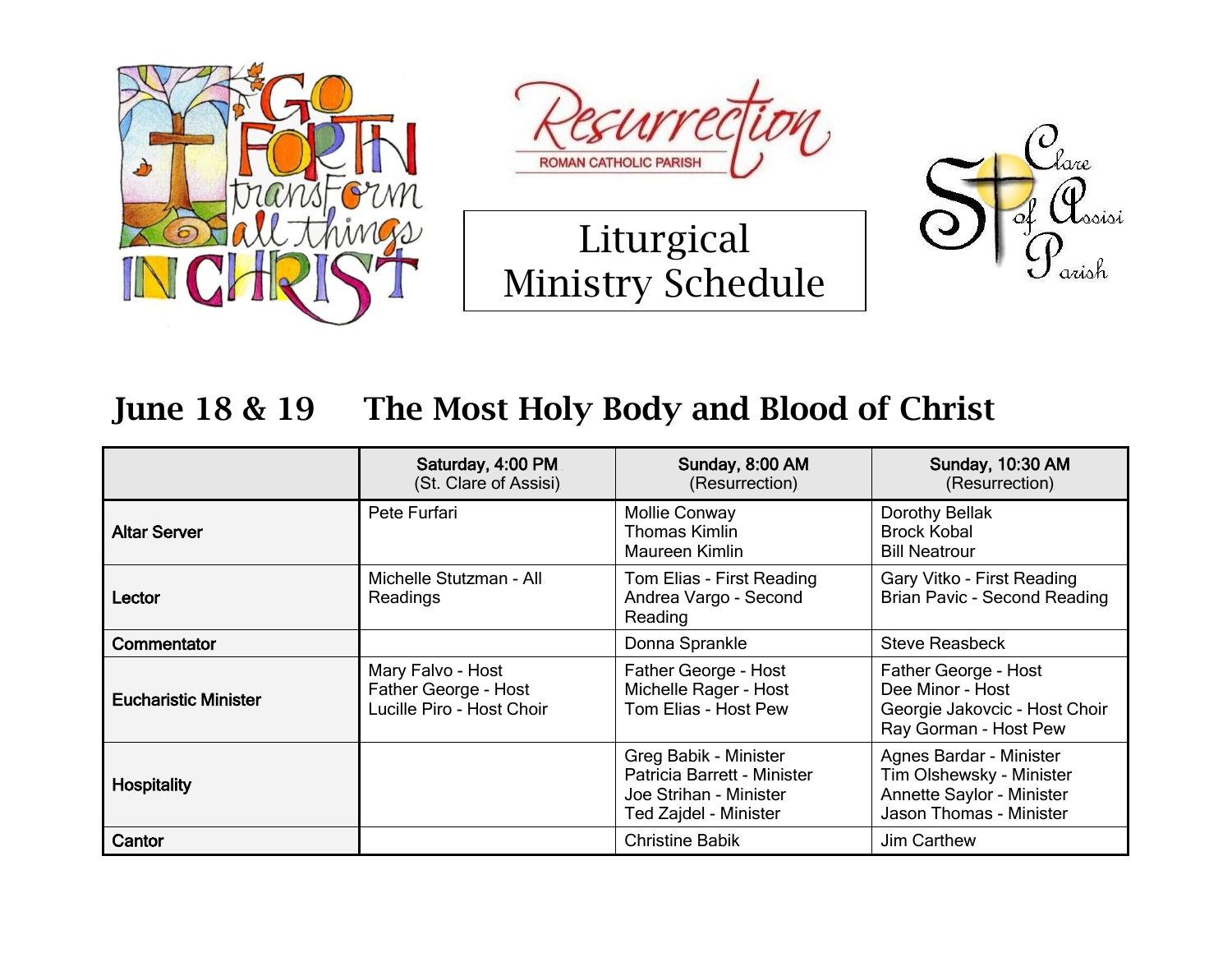Resurrection
ROMAN CATHOLIC PARISH

# Liturgical Ministry Schedule

St. Clare of Assisi Parish

## June 18 & 19 The Most Holy Body and Blood of Christ

| | Saturday, 4:00 PM (St. Clare of Assisi) | Sunday, 8:00 AM (Resurrection) | Sunday, 10:30 AM (Resurrection) |
|---|---|---|---|
| **Altar Server** | Pete Furfari | Mollie Conway<br>Thomas Kimlin<br>Maureen Kimlin | Dorothy Bellak<br>Brock Kobal<br>Bill Neatrour |
| **Lector** | Michelle Stutzman - All Readings | Tom Elias - First Reading<br>Andrea Vargo - Second Reading | Gary Vitko - First Reading<br>Brian Pavic - Second Reading |
| **Commentator** | | Donna Sprankle | Steve Reasbeck |
| **Eucharistic Minister** | Mary Falvo - Host<br>Father George - Host<br>Lucille Piro - Host Choir | Father George - Host<br>Michelle Rager - Host<br>Tom Elias - Host Pew | Father George - Host<br>Dee Minor - Host<br>Georgie Jakovcic - Host Choir<br>Ray Gorman - Host Pew |
| **Hospitality** | | Greg Babik - Minister<br>Patricia Barrett - Minister<br>Joe Strihan - Minister<br>Ted Zajdel - Minister | Agnes Bardar - Minister<br>Tim Olshewsky - Minister<br>Annette Saylor - Minister<br>Jason Thomas - Minister |
| **Cantor** | | Christine Babik | Jim Carthew |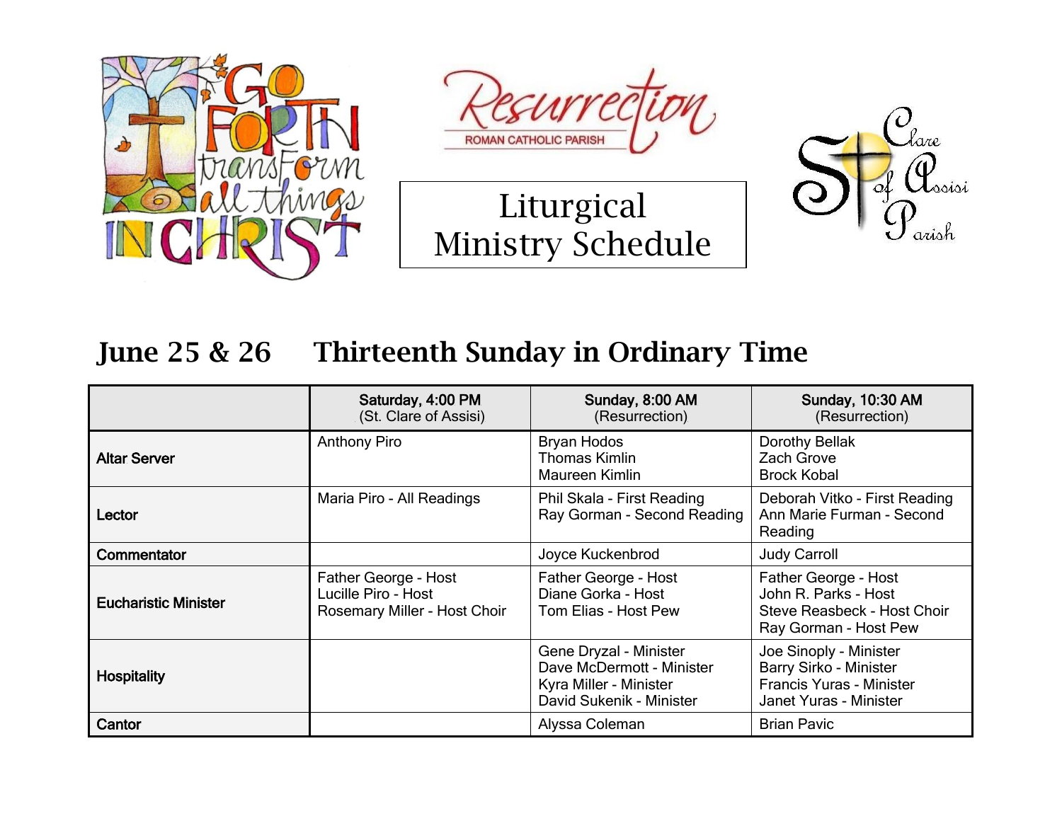Resurrection
ROMAN CATHOLIC PARISH

# Liturgical Ministry Schedule

St. Clare of Assisi Parish

## June 25 & 26 Thirteenth Sunday in Ordinary Time

| | Saturday, 4:00 PM (St. Clare of Assisi) | Sunday, 8:00 AM (Resurrection) | Sunday, 10:30 AM (Resurrection) |
|---|---|---|---|
| **Altar Server** | Anthony Piro | Bryan Hodos<br>Thomas Kimlin<br>Maureen Kimlin | Dorothy Bellak<br>Zach Grove<br>Brock Kobal |
| **Lector** | Maria Piro - All Readings | Phil Skala - First Reading<br>Ray Gorman - Second Reading | Deborah Vitko - First Reading<br>Ann Marie Furman - Second Reading |
| **Commentator** | | Joyce Kuckenbrod | Judy Carroll |
| **Eucharistic Minister** | Father George - Host<br>Lucille Piro - Host<br>Rosemary Miller - Host Choir | Father George - Host<br>Diane Gorka - Host<br>Tom Elias - Host Pew | Father George - Host<br>John R. Parks - Host<br>Steve Reasbeck - Host Choir<br>Ray Gorman - Host Pew |
| **Hospitality** | | Gene Dryzal - Minister<br>Dave McDermott - Minister<br>Kyra Miller - Minister<br>David Sukenik - Minister | Joe Sinoply - Minister<br>Barry Sirko - Minister<br>Francis Yuras - Minister<br>Janet Yuras - Minister |
| **Cantor** | | Alyssa Coleman | Brian Pavic |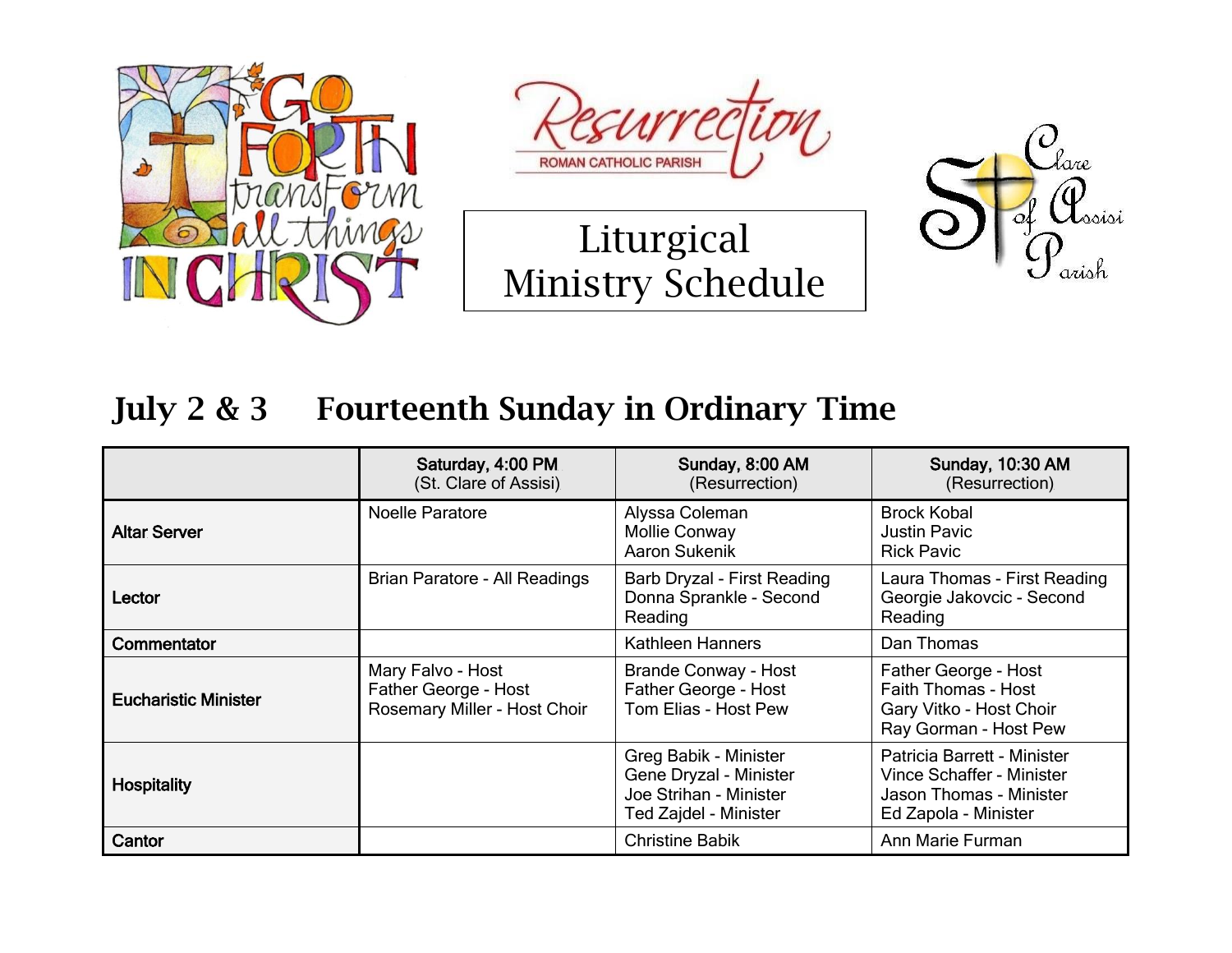Resurrection
ROMAN CATHOLIC PARISH

# Liturgical Ministry Schedule

St. Clare of Assisi Parish

## July 2 & 3 Fourteenth Sunday in Ordinary Time

| | Saturday, 4:00 PM (St. Clare of Assisi) | Sunday, 8:00 AM (Resurrection) | Sunday, 10:30 AM (Resurrection) |
|---|---|---|---|
| **Altar Server** | Noelle Paratore | Alyssa Coleman<br>Mollie Conway<br>Aaron Sukenik | Brock Kobal<br>Justin Pavic<br>Rick Pavic |
| **Lector** | Brian Paratore - All Readings | Barb Dryzal - First Reading<br>Donna Sprankle - Second Reading | Laura Thomas - First Reading<br>Georgie Jakovcic - Second Reading |
| **Commentator** | | Kathleen Hanners | Dan Thomas |
| **Eucharistic Minister** | Mary Falvo - Host<br>Father George - Host<br>Rosemary Miller - Host Choir | Brande Conway - Host<br>Father George - Host<br>Tom Elias - Host Pew | Father George - Host<br>Faith Thomas - Host<br>Gary Vitko - Host Choir<br>Ray Gorman - Host Pew |
| **Hospitality** | | Greg Babik - Minister<br>Gene Dryzal - Minister<br>Joe Strihan - Minister<br>Ted Zajdel - Minister | Patricia Barrett - Minister<br>Vince Schaffer - Minister<br>Jason Thomas - Minister<br>Ed Zapola - Minister |
| **Cantor** | | Christine Babik | Ann Marie Furman |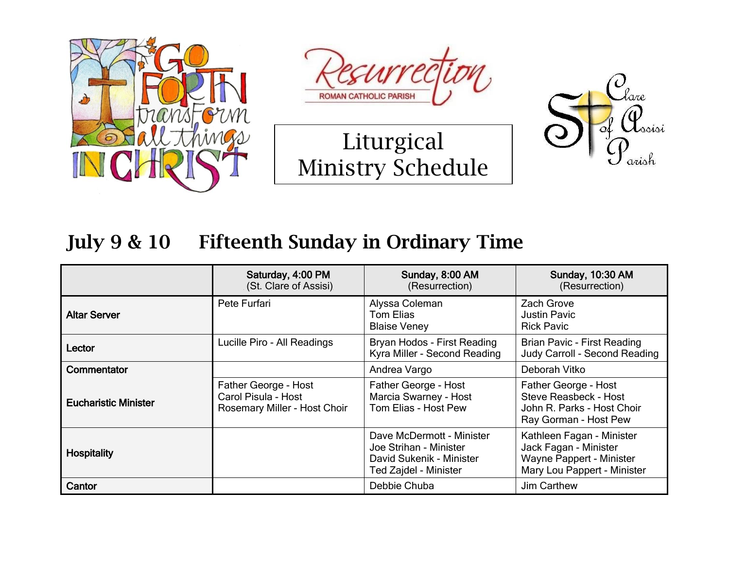Resurrection
ROMAN CATHOLIC PARISH

# Liturgical Ministry Schedule

St. Clare of Assisi Parish

## July 9 & 10 Fifteenth Sunday in Ordinary Time

| | Saturday, 4:00 PM (St. Clare of Assisi) | Sunday, 8:00 AM (Resurrection) | Sunday, 10:30 AM (Resurrection) |
|---|---|---|---|
| **Altar Server** | Pete Furfari | Alyssa Coleman<br>Tom Elias<br>Blaise Veney | Zach Grove<br>Justin Pavic<br>Rick Pavic |
| **Lector** | Lucille Piro - All Readings | Bryan Hodos - First Reading<br>Kyra Miller - Second Reading | Brian Pavic - First Reading<br>Judy Carroll - Second Reading |
| **Commentator** | | Andrea Vargo | Deborah Vitko |
| **Eucharistic Minister** | Father George - Host<br>Carol Pisula - Host<br>Rosemary Miller - Host Choir | Father George - Host<br>Marcia Swarney - Host<br>Tom Elias - Host Pew | Father George - Host<br>Steve Reasbeck - Host<br>John R. Parks - Host Choir<br>Ray Gorman - Host Pew |
| **Hospitality** | | Dave McDermott - Minister<br>Joe Strihan - Minister<br>David Sukenik - Minister<br>Ted Zajdel - Minister | Kathleen Fagan - Minister<br>Jack Fagan - Minister<br>Wayne Pappert - Minister<br>Mary Lou Pappert - Minister |
| **Cantor** | | Debbie Chuba | Jim Carthew |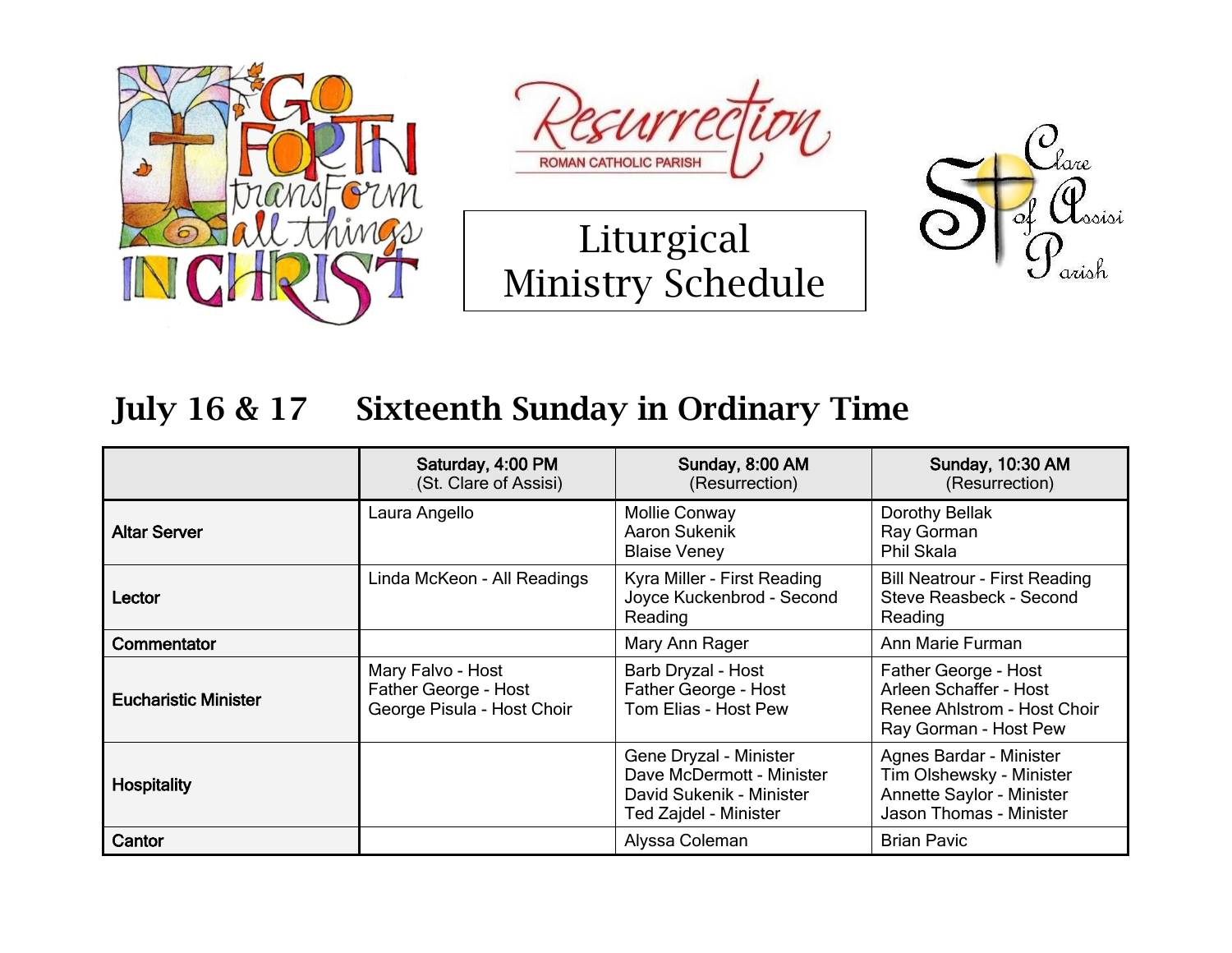Resurrection

ROMAN CATHOLIC PARISH

# Liturgical Ministry Schedule

St. Clare of Assisi Parish

## July 16 & 17 Sixteenth Sunday in Ordinary Time

| | Saturday, 4:00 PM (St. Clare of Assisi) | Sunday, 8:00 AM (Resurrection) | Sunday, 10:30 AM (Resurrection) |
|---|---|---|---|
| **Altar Server** | Laura Angello | Mollie Conway<br>Aaron Sukenik<br>Blaise Veney | Dorothy Bellak<br>Ray Gorman<br>Phil Skala |
| **Lector** | Linda McKeon - All Readings | Kyra Miller - First Reading<br>Joyce Kuckenbrod - Second Reading | Bill Neatrour - First Reading<br>Steve Reasbeck - Second Reading |
| **Commentator** | | Mary Ann Rager | Ann Marie Furman |
| **Eucharistic Minister** | Mary Falvo - Host<br>Father George - Host<br>George Pisula - Host Choir | Barb Dryzal - Host<br>Father George - Host<br>Tom Elias - Host Pew | Father George - Host<br>Arleen Schaffer - Host<br>Renee Ahlstrom - Host Choir<br>Ray Gorman - Host Pew |
| **Hospitality** | | Gene Dryzal - Minister<br>Dave McDermott - Minister<br>David Sukenik - Minister<br>Ted Zajdel - Minister | Agnes Bardar - Minister<br>Tim Olshewsky - Minister<br>Annette Saylor - Minister<br>Jason Thomas - Minister |
| **Cantor** | | Alyssa Coleman | Brian Pavic |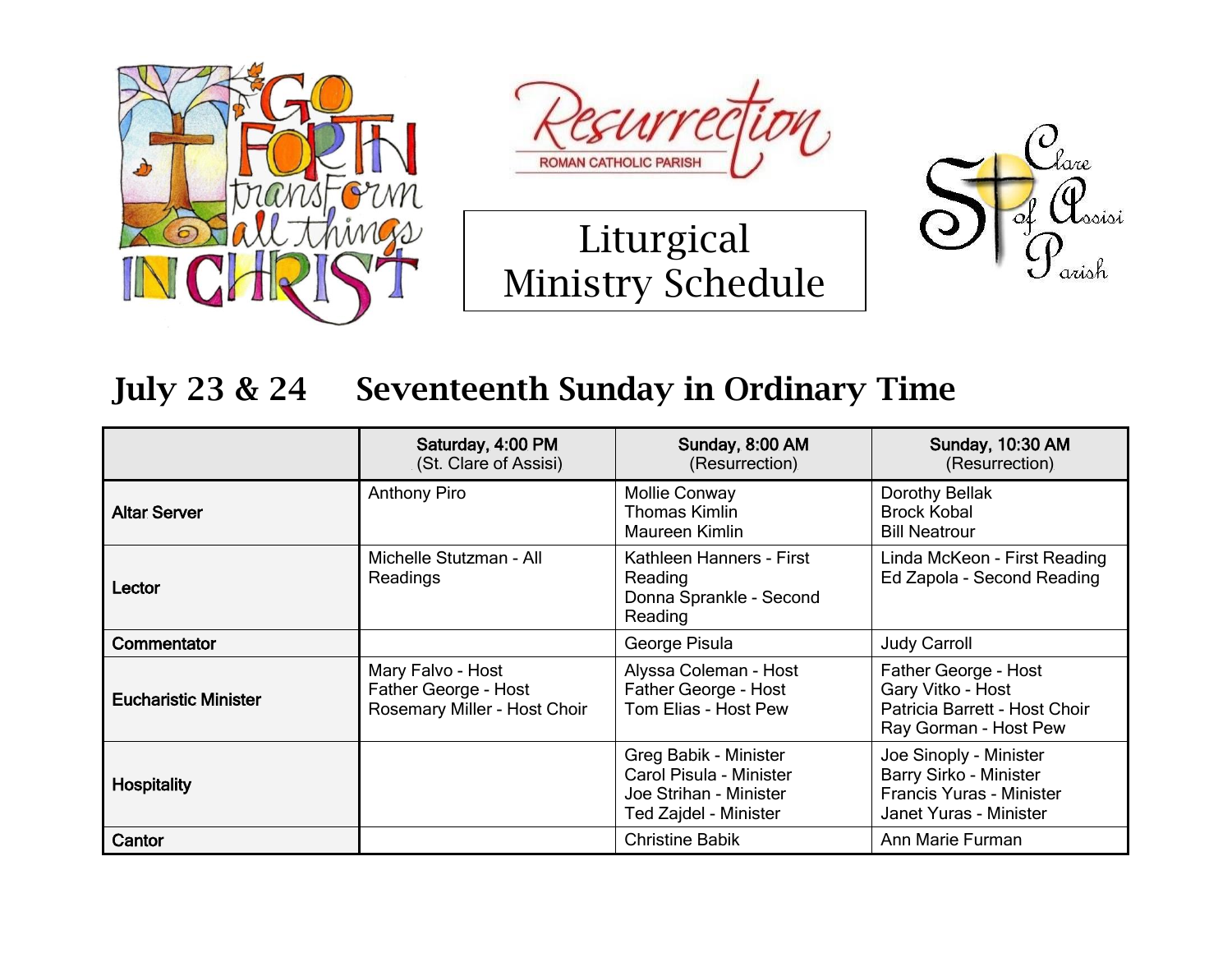Go Forth transForm all things IN CHRIST

Resurrection
ROMAN CATHOLIC PARISH

# Liturgical Ministry Schedule

St. Clare of Assisi Parish

## July 23 & 24 Seventeenth Sunday in Ordinary Time

| | Saturday, 4:00 PM (St. Clare of Assisi) | Sunday, 8:00 AM (Resurrection) | Sunday, 10:30 AM (Resurrection) |
|---|---|---|---|
| **Altar Server** | Anthony Piro | Mollie Conway<br>Thomas Kimlin<br>Maureen Kimlin | Dorothy Bellak<br>Brock Kobal<br>Bill Neatrour |
| **Lector** | Michelle Stutzman - All Readings | Kathleen Hanners - First Reading<br>Donna Sprankle - Second Reading | Linda McKeon - First Reading<br>Ed Zapola - Second Reading |
| **Commentator** | | George Pisula | Judy Carroll |
| **Eucharistic Minister** | Mary Falvo - Host<br>Father George - Host<br>Rosemary Miller - Host Choir | Alyssa Coleman - Host<br>Father George - Host<br>Tom Elias - Host Pew | Father George - Host<br>Gary Vitko - Host<br>Patricia Barrett - Host Choir<br>Ray Gorman - Host Pew |
| **Hospitality** | | Greg Babik - Minister<br>Carol Pisula - Minister<br>Joe Strihan - Minister<br>Ted Zajdel - Minister | Joe Sinoply - Minister<br>Barry Sirko - Minister<br>Francis Yuras - Minister<br>Janet Yuras - Minister |
| **Cantor** | | Christine Babik | Ann Marie Furman |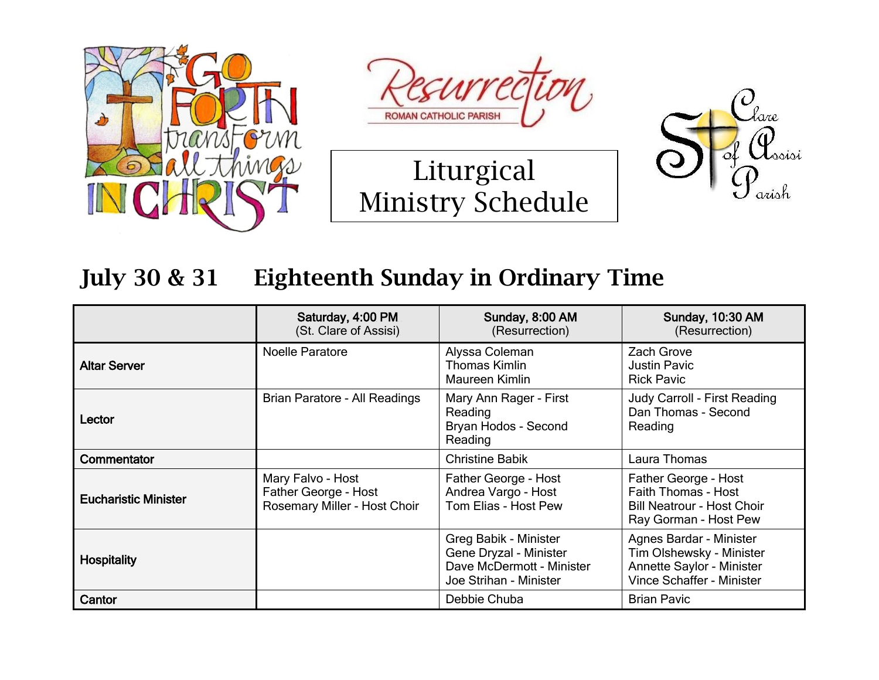Resurrection ROMAN CATHOLIC PARISH

# Liturgical Ministry Schedule

## July 30 & 31 Eighteenth Sunday in Ordinary Time

| | Saturday, 4:00 PM (St. Clare of Assisi) | Sunday, 8:00 AM (Resurrection) | Sunday, 10:30 AM (Resurrection) |
|---|---|---|---|
| **Altar Server** | Noelle Paratore | Alyssa Coleman<br>Thomas Kimlin<br>Maureen Kimlin | Zach Grove<br>Justin Pavic<br>Rick Pavic |
| **Lector** | Brian Paratore - All Readings | Mary Ann Rager - First Reading<br>Bryan Hodos - Second Reading | Judy Carroll - First Reading<br>Dan Thomas - Second Reading |
| **Commentator** | | Christine Babik | Laura Thomas |
| **Eucharistic Minister** | Mary Falvo - Host<br>Father George - Host<br>Rosemary Miller - Host Choir | Father George - Host<br>Andrea Vargo - Host<br>Tom Elias - Host Pew | Father George - Host<br>Faith Thomas - Host<br>Bill Neatrour - Host Choir<br>Ray Gorman - Host Pew |
| **Hospitality** | | Greg Babik - Minister<br>Gene Dryzal - Minister<br>Dave McDermott - Minister<br>Joe Strihan - Minister | Agnes Bardar - Minister<br>Tim Olshewsky - Minister<br>Annette Saylor - Minister<br>Vince Schaffer - Minister |
| **Cantor** | | Debbie Chuba | Brian Pavic |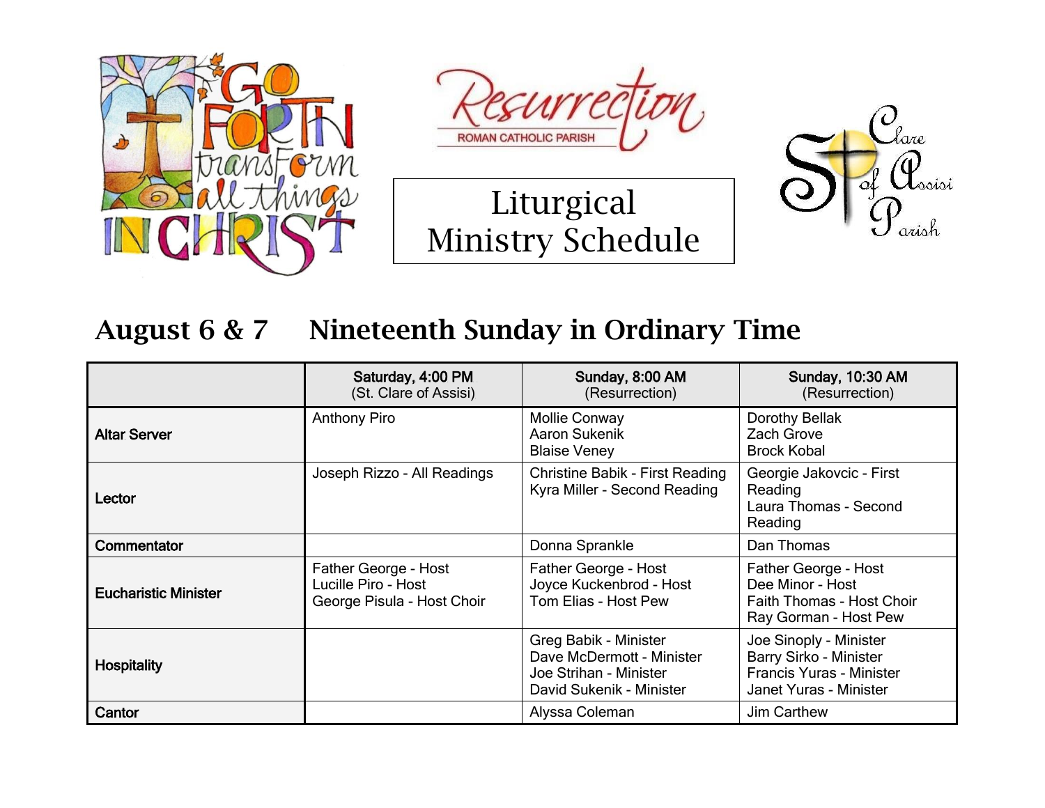Resurrection

ROMAN CATHOLIC PARISH

St. Clare of Assisi Parish

# Liturgical Ministry Schedule

## August 6 & 7 Nineteenth Sunday in Ordinary Time

| | Saturday, 4:00 PM (St. Clare of Assisi) | Sunday, 8:00 AM (Resurrection) | Sunday, 10:30 AM (Resurrection) |
|---|---|---|---|
| **Altar Server** | Anthony Piro | Mollie Conway<br>Aaron Sukenik<br>Blaise Veney | Dorothy Bellak<br>Zach Grove<br>Brock Kobal |
| **Lector** | Joseph Rizzo - All Readings | Christine Babik - First Reading<br>Kyra Miller - Second Reading | Georgie Jakovcic - First Reading<br>Laura Thomas - Second Reading |
| **Commentator** | | Donna Sprankle | Dan Thomas |
| **Eucharistic Minister** | Father George - Host<br>Lucille Piro - Host<br>George Pisula - Host Choir | Father George - Host<br>Joyce Kuckenbrod - Host<br>Tom Elias - Host Pew | Father George - Host<br>Dee Minor - Host<br>Faith Thomas - Host Choir<br>Ray Gorman - Host Pew |
| **Hospitality** | | Greg Babik - Minister<br>Dave McDermott - Minister<br>Joe Strihan - Minister<br>David Sukenik - Minister | Joe Sinoply - Minister<br>Barry Sirko - Minister<br>Francis Yuras - Minister<br>Janet Yuras - Minister |
| **Cantor** | | Alyssa Coleman | Jim Carthew |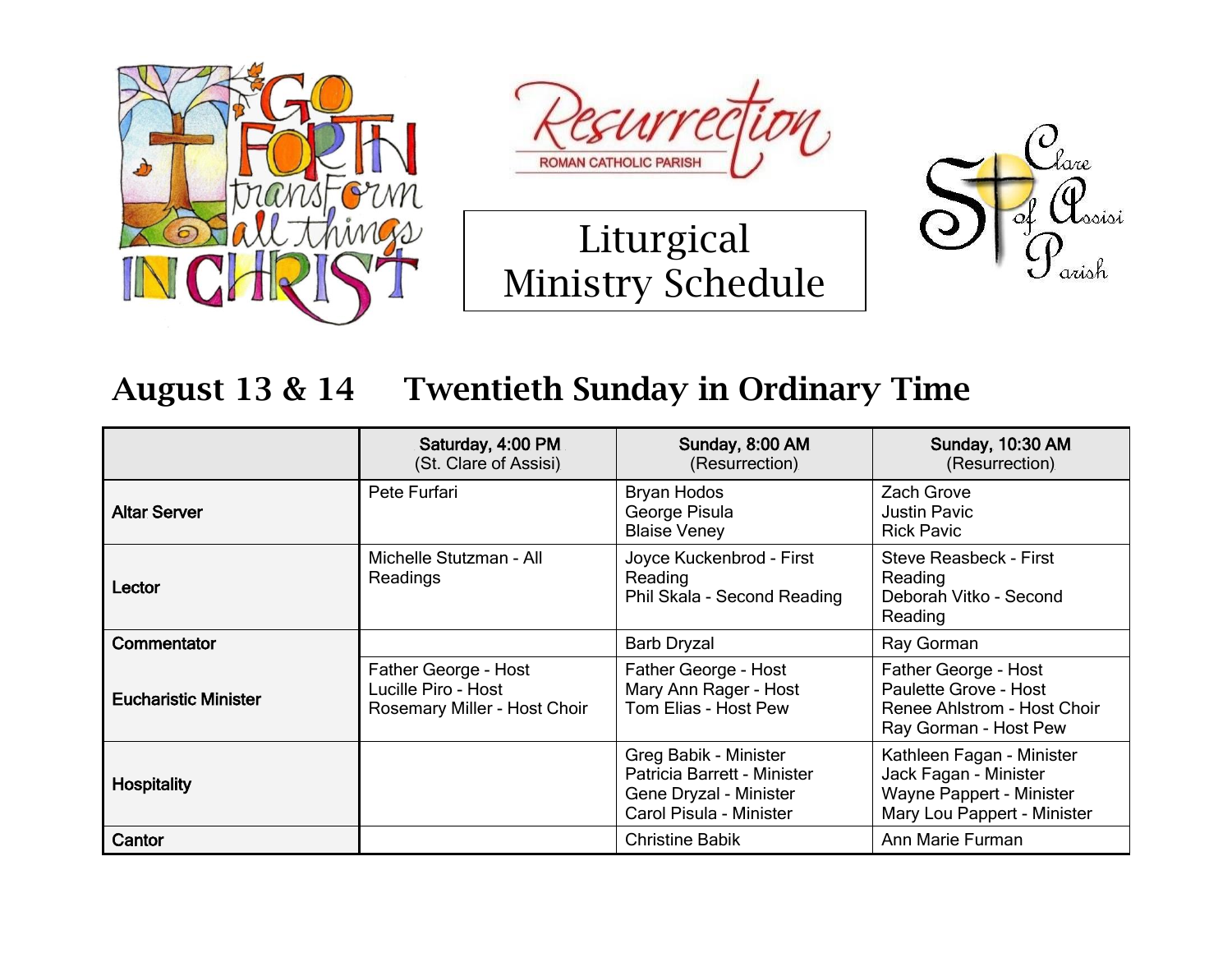Liturgical Ministry Schedule

## August 13 & 14 Twentieth Sunday in Ordinary Time

| | Saturday, 4:00 PM (St. Clare of Assisi) | Sunday, 8:00 AM (Resurrection) | Sunday, 10:30 AM (Resurrection) |
|---|---|---|---|
| **Altar Server** | Pete Furfari | Bryan Hodos<br>George Pisula<br>Blaise Veney | Zach Grove<br>Justin Pavic<br>Rick Pavic |
| **Lector** | Michelle Stutzman - All Readings | Joyce Kuckenbrod - First Reading<br>Phil Skala - Second Reading | Steve Reasbeck - First Reading<br>Deborah Vitko - Second Reading |
| **Commentator** | | Barb Dryzal | Ray Gorman |
| **Eucharistic Minister** | Father George - Host<br>Lucille Piro - Host<br>Rosemary Miller - Host Choir | Father George - Host<br>Mary Ann Rager - Host<br>Tom Elias - Host Pew | Father George - Host<br>Paulette Grove - Host<br>Renee Ahlstrom - Host Choir<br>Ray Gorman - Host Pew |
| **Hospitality** | | Greg Babik - Minister<br>Patricia Barrett - Minister<br>Gene Dryzal - Minister<br>Carol Pisula - Minister | Kathleen Fagan - Minister<br>Jack Fagan - Minister<br>Wayne Pappert - Minister<br>Mary Lou Pappert - Minister |
| **Cantor** | | Christine Babik | Ann Marie Furman |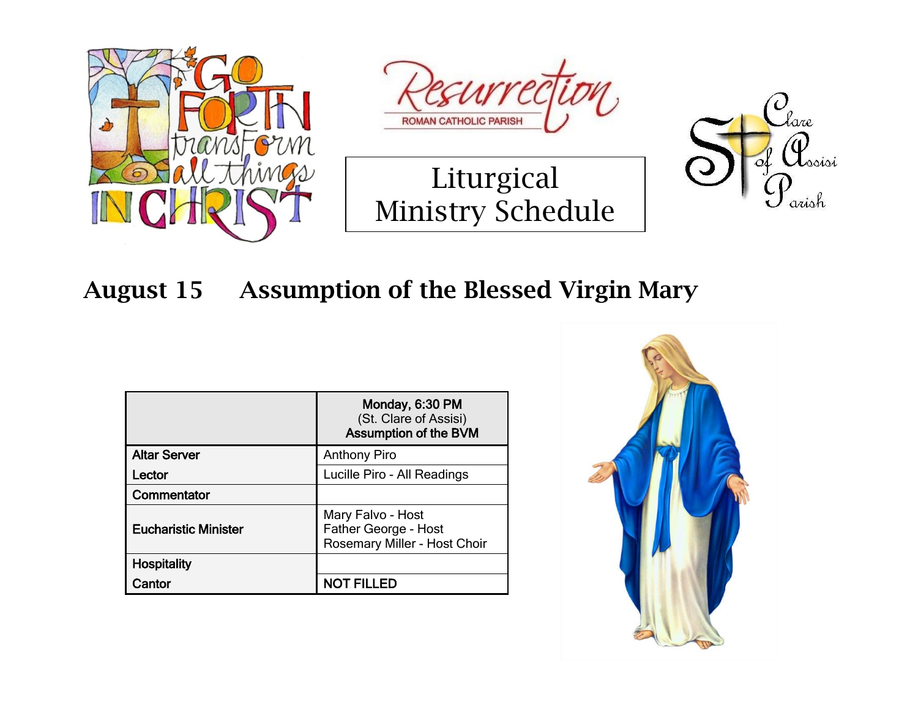Resurrection

ROMAN CATHOLIC PARISH

# Liturgical Ministry Schedule

St. Clare of Assisi Parish

## August 15 Assumption of the Blessed Virgin Mary

| | **Monday, 6:30 PM** (St. Clare of Assisi) **Assumption of the BVM** |
|---|---|
| **Altar Server** | Anthony Piro |
| **Lector** | Lucille Piro - All Readings |
| **Commentator** | |
| **Eucharistic Minister** | Mary Falvo - Host<br>Father George - Host<br>Rosemary Miller - Host Choir |
| **Hospitality** | |
| **Cantor** | **NOT FILLED** |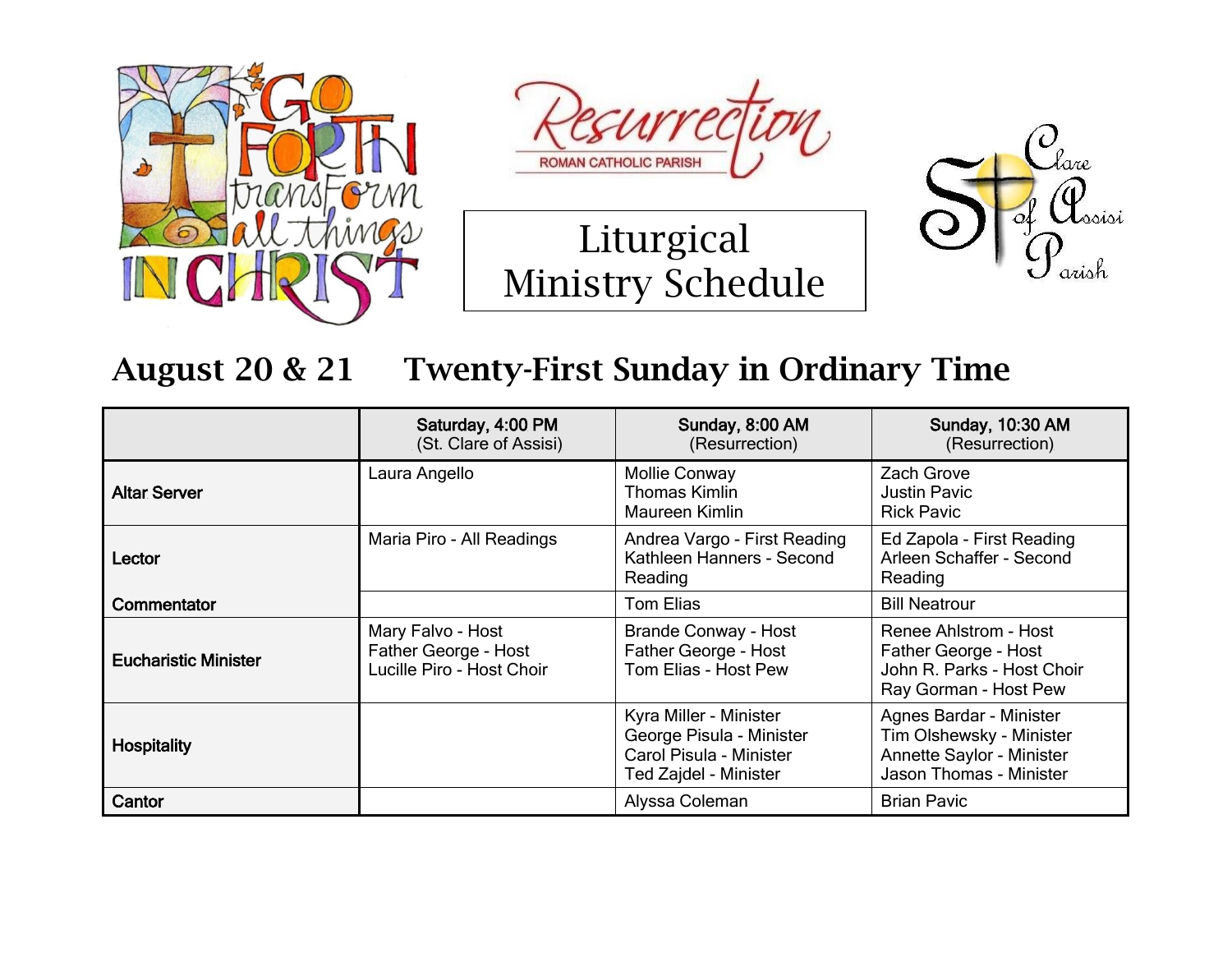Resurrection

ROMAN CATHOLIC PARISH

St. Clare of Assisi Parish

# Liturgical Ministry Schedule

## August 20 & 21 Twenty-First Sunday in Ordinary Time

| | Saturday, 4:00 PM (St. Clare of Assisi) | Sunday, 8:00 AM (Resurrection) | Sunday, 10:30 AM (Resurrection) |
|---|---|---|---|
| **Altar Server** | Laura Angello | Mollie Conway<br>Thomas Kimlin<br>Maureen Kimlin | Zach Grove<br>Justin Pavic<br>Rick Pavic |
| **Lector** | Maria Piro - All Readings | Andrea Vargo - First Reading<br>Kathleen Hanners - Second Reading | Ed Zapola - First Reading<br>Arleen Schaffer - Second Reading |
| **Commentator** | | Tom Elias | Bill Neatrour |
| **Eucharistic Minister** | Mary Falvo - Host<br>Father George - Host<br>Lucille Piro - Host Choir | Brande Conway - Host<br>Father George - Host<br>Tom Elias - Host Pew | Renee Ahlstrom - Host<br>Father George - Host<br>John R. Parks - Host Choir<br>Ray Gorman - Host Pew |
| **Hospitality** | | Kyra Miller - Minister<br>George Pisula - Minister<br>Carol Pisula - Minister<br>Ted Zajdel - Minister | Agnes Bardar - Minister<br>Tim Olshewsky - Minister<br>Annette Saylor - Minister<br>Jason Thomas - Minister |
| **Cantor** | | Alyssa Coleman | Brian Pavic |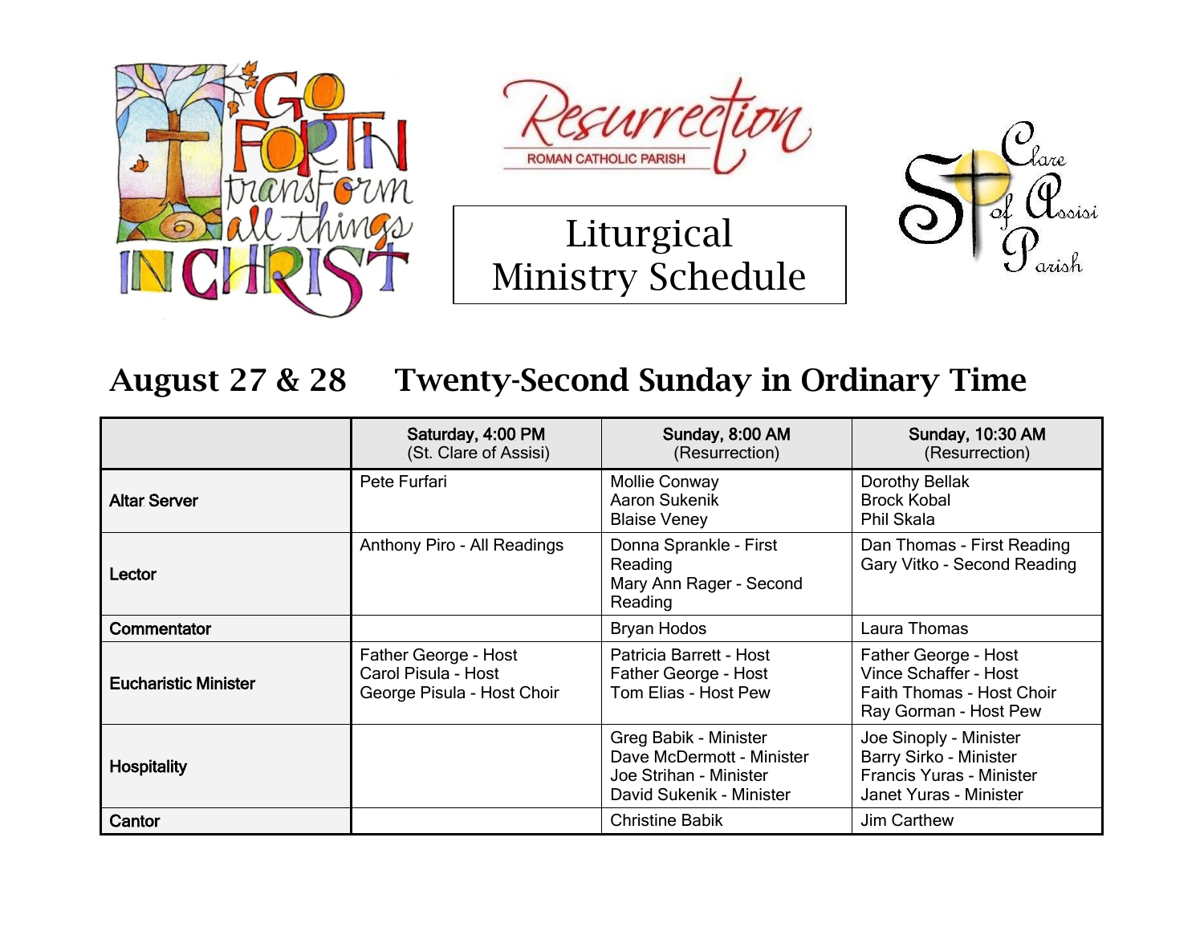Resurrection
ROMAN CATHOLIC PARISH

# Liturgical Ministry Schedule

## August 27 & 28     Twenty-Second Sunday in Ordinary Time

| | Saturday, 4:00 PM (St. Clare of Assisi) | Sunday, 8:00 AM (Resurrection) | Sunday, 10:30 AM (Resurrection) |
|---|---|---|---|
| **Altar Server** | Pete Furfari | Mollie Conway<br>Aaron Sukenik<br>Blaise Veney | Dorothy Bellak<br>Brock Kobal<br>Phil Skala |
| **Lector** | Anthony Piro - All Readings | Donna Sprankle - First Reading<br>Mary Ann Rager - Second Reading | Dan Thomas - First Reading<br>Gary Vitko - Second Reading |
| **Commentator** | | Bryan Hodos | Laura Thomas |
| **Eucharistic Minister** | Father George - Host<br>Carol Pisula - Host<br>George Pisula - Host Choir | Patricia Barrett - Host<br>Father George - Host<br>Tom Elias - Host Pew | Father George - Host<br>Vince Schaffer - Host<br>Faith Thomas - Host Choir<br>Ray Gorman - Host Pew |
| **Hospitality** | | Greg Babik - Minister<br>Dave McDermott - Minister<br>Joe Strihan - Minister<br>David Sukenik - Minister | Joe Sinoply - Minister<br>Barry Sirko - Minister<br>Francis Yuras - Minister<br>Janet Yuras - Minister |
| **Cantor** | | Christine Babik | Jim Carthew |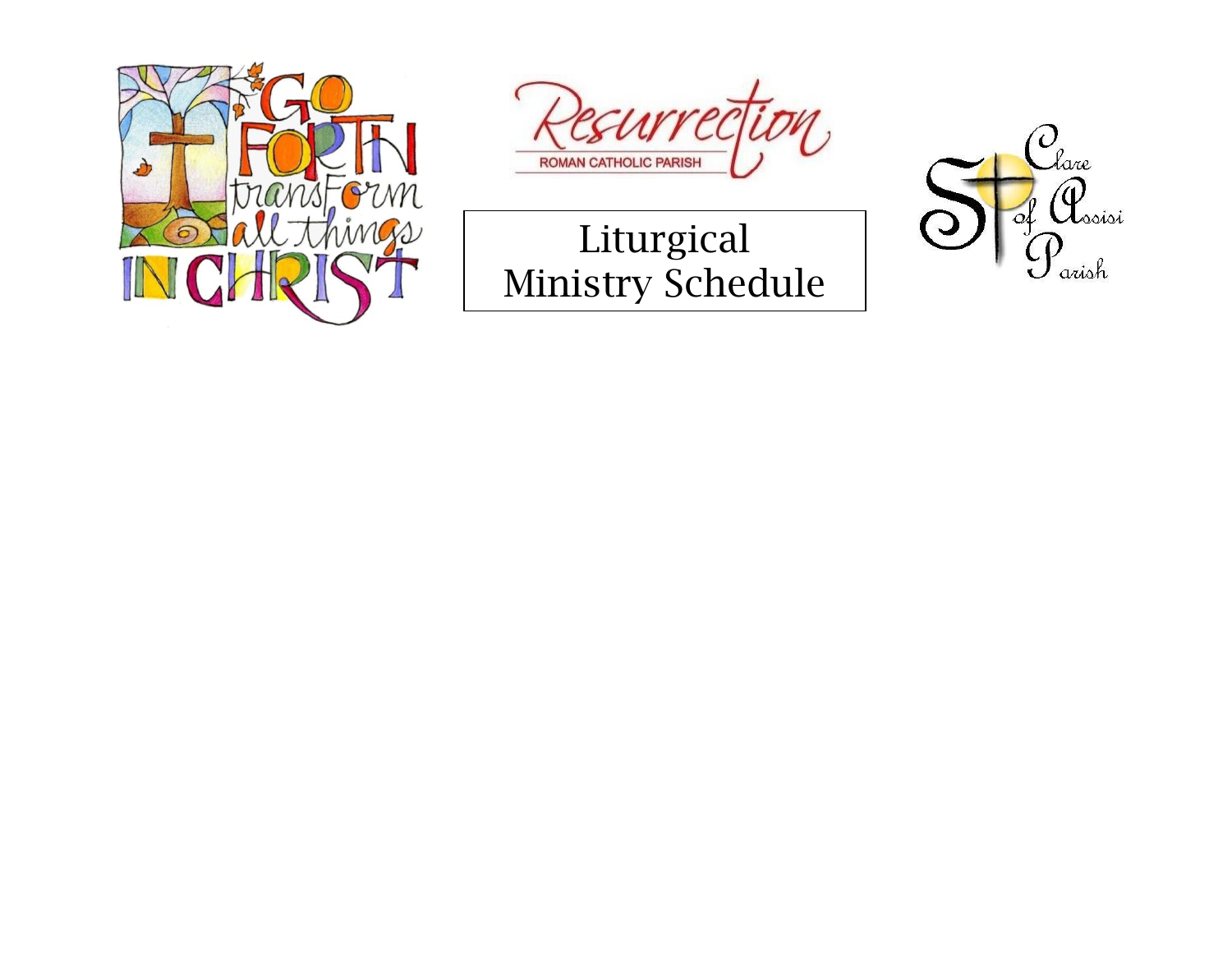# Liturgical Ministry Schedule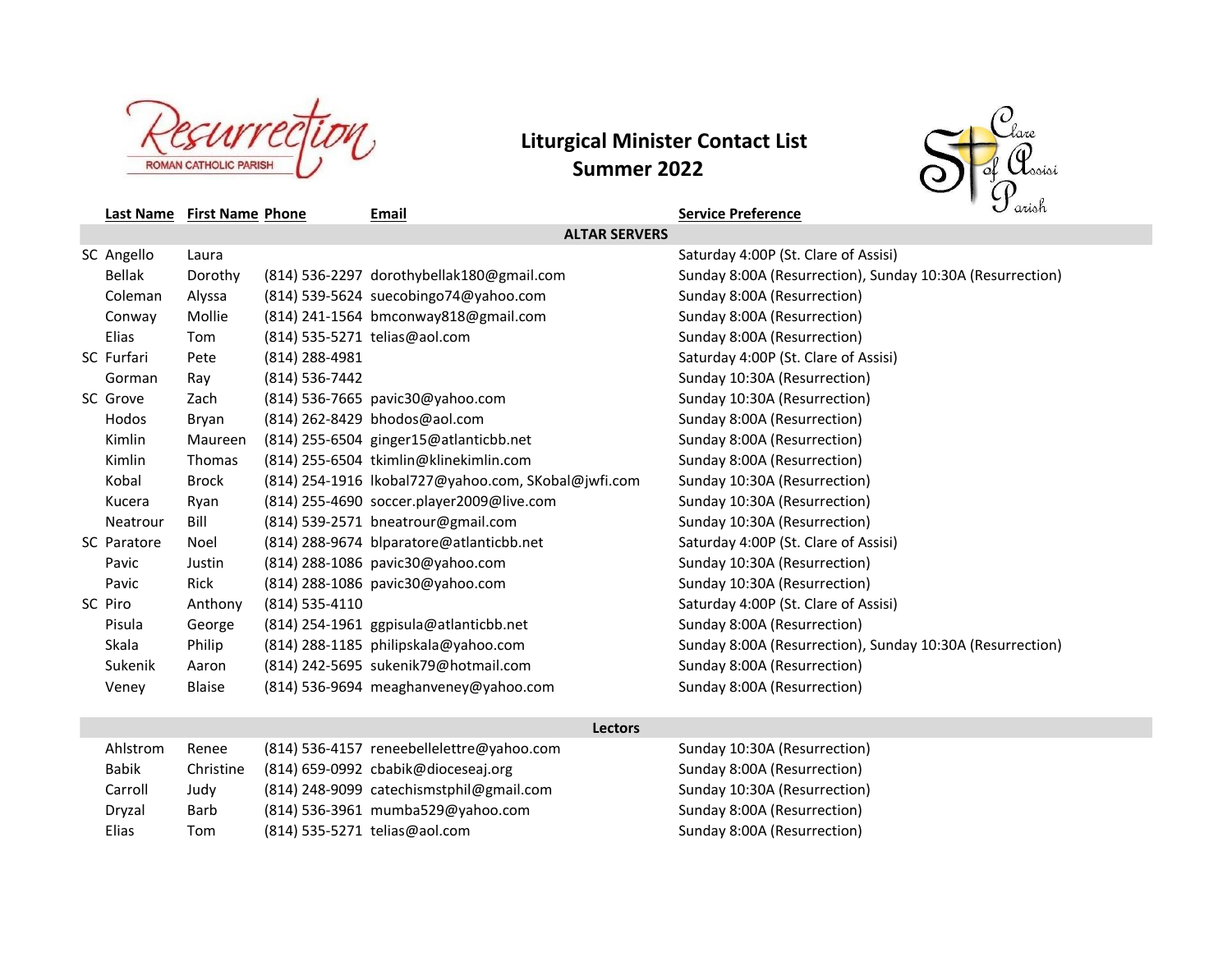Resurrection ROMAN CATHOLIC PARISH

# Liturgical Minister Contact List
## Summer 2022

St. Clare of Assisi Parish

| | Last Name | First Name | Phone | Email | Service Preference |
|---|---|---|---|---|---|
| **ALTAR SERVERS** | | | | | |
| SC | Angello | Laura | | | Saturday 4:00P (St. Clare of Assisi) |
| | Bellak | Dorothy | (814) 536-2297 | dorothybellak180@gmail.com | Sunday 8:00A (Resurrection), Sunday 10:30A (Resurrection) |
| | Coleman | Alyssa | (814) 539-5624 | suecobingo74@yahoo.com | Sunday 8:00A (Resurrection) |
| | Conway | Mollie | (814) 241-1564 | bmconway818@gmail.com | Sunday 8:00A (Resurrection) |
| | Elias | Tom | (814) 535-5271 | telias@aol.com | Sunday 8:00A (Resurrection) |
| SC | Furfari | Pete | (814) 288-4981 | | Saturday 4:00P (St. Clare of Assisi) |
| | Gorman | Ray | (814) 536-7442 | | Sunday 10:30A (Resurrection) |
| SC | Grove | Zach | (814) 536-7665 | pavic30@yahoo.com | Sunday 10:30A (Resurrection) |
| | Hodos | Bryan | (814) 262-8429 | bhodos@aol.com | Sunday 8:00A (Resurrection) |
| | Kimlin | Maureen | (814) 255-6504 | ginger15@atlanticbb.net | Sunday 8:00A (Resurrection) |
| | Kimlin | Thomas | (814) 255-6504 | tkimlin@klinekimlin.com | Sunday 8:00A (Resurrection) |
| | Kobal | Brock | (814) 254-1916 | lkobal727@yahoo.com, SKobal@jwfi.com | Sunday 10:30A (Resurrection) |
| | Kucera | Ryan | (814) 255-4690 | soccer.player2009@live.com | Sunday 10:30A (Resurrection) |
| | Neatrour | Bill | (814) 539-2571 | bneatrour@gmail.com | Sunday 10:30A (Resurrection) |
| SC | Paratore | Noel | (814) 288-9674 | blparatore@atlanticbb.net | Saturday 4:00P (St. Clare of Assisi) |
| | Pavic | Justin | (814) 288-1086 | pavic30@yahoo.com | Sunday 10:30A (Resurrection) |
| | Pavic | Rick | (814) 288-1086 | pavic30@yahoo.com | Sunday 10:30A (Resurrection) |
| SC | Piro | Anthony | (814) 535-4110 | | Saturday 4:00P (St. Clare of Assisi) |
| | Pisula | George | (814) 254-1961 | ggpisula@atlanticbb.net | Sunday 8:00A (Resurrection) |
| | Skala | Philip | (814) 288-1185 | philipskala@yahoo.com | Sunday 8:00A (Resurrection), Sunday 10:30A (Resurrection) |
| | Sukenik | Aaron | (814) 242-5695 | sukenik79@hotmail.com | Sunday 8:00A (Resurrection) |
| | Veney | Blaise | (814) 536-9694 | meaghanveney@yahoo.com | Sunday 8:00A (Resurrection) |
| **Lectors** | | | | | |
| | Ahlstrom | Renee | (814) 536-4157 | reneebellelettre@yahoo.com | Sunday 10:30A (Resurrection) |
| | Babik | Christine | (814) 659-0992 | cbabik@dioceseaj.org | Sunday 8:00A (Resurrection) |
| | Carroll | Judy | (814) 248-9099 | catechismstphil@gmail.com | Sunday 10:30A (Resurrection) |
| | Dryzal | Barb | (814) 536-3961 | mumba529@yahoo.com | Sunday 8:00A (Resurrection) |
| | Elias | Tom | (814) 535-5271 | telias@aol.com | Sunday 8:00A (Resurrection) |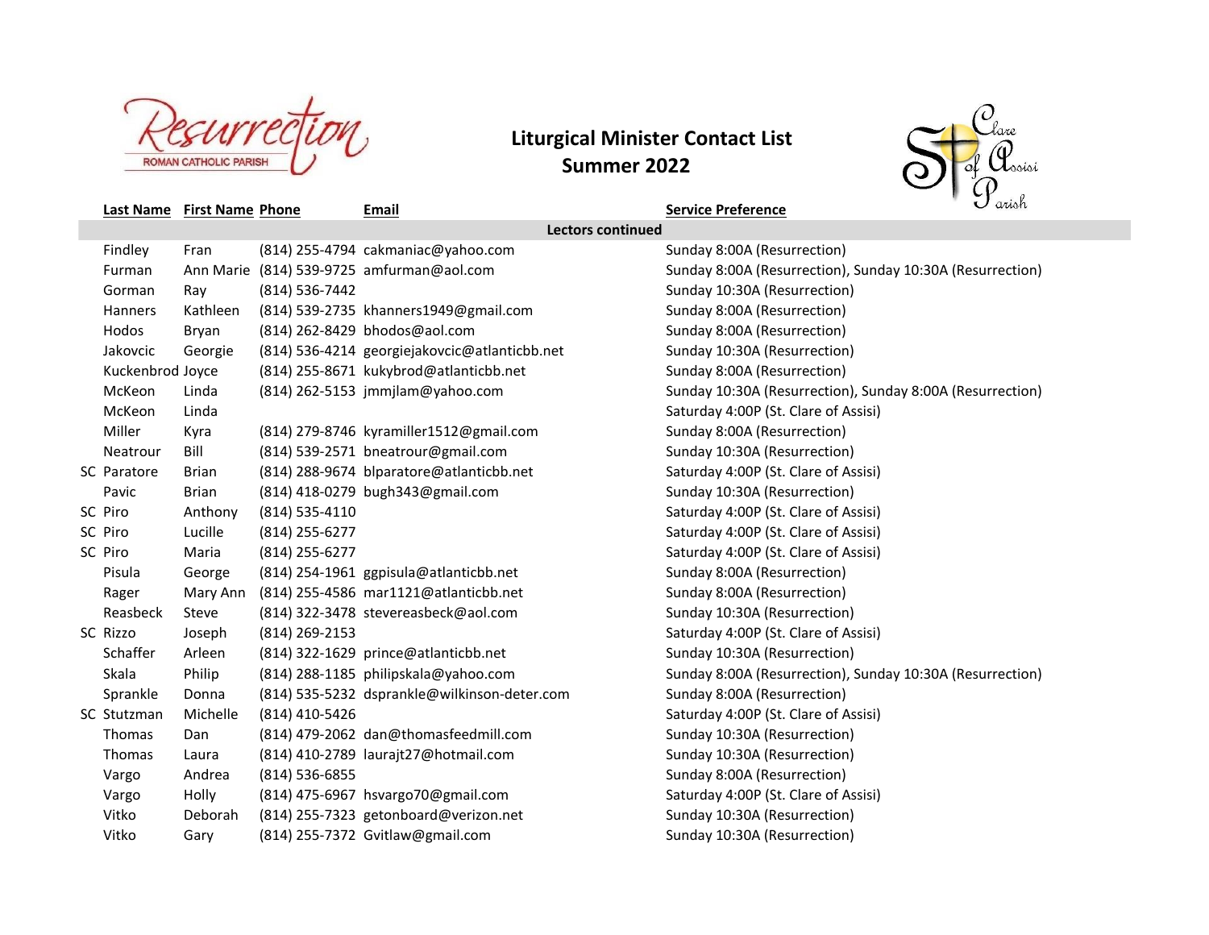# Liturgical Minister Contact List
## Summer 2022

| | Last Name | First Name | Phone | Email | Service Preference |
|---|---|---|---|---|---|
| | **Lectors continued** | | | | |
| | Findley | Fran | (814) 255-4794 | cakmaniac@yahoo.com | Sunday 8:00A (Resurrection) |
| | Furman | Ann Marie | (814) 539-9725 | amfurman@aol.com | Sunday 8:00A (Resurrection), Sunday 10:30A (Resurrection) |
| | Gorman | Ray | (814) 536-7442 | | Sunday 10:30A (Resurrection) |
| | Hanners | Kathleen | (814) 539-2735 | khanners1949@gmail.com | Sunday 8:00A (Resurrection) |
| | Hodos | Bryan | (814) 262-8429 | bhodos@aol.com | Sunday 8:00A (Resurrection) |
| | Jakovcic | Georgie | (814) 536-4214 | georgiejakovcic@atlanticbb.net | Sunday 10:30A (Resurrection) |
| | Kuckenbrod | Joyce | (814) 255-8671 | kukybrod@atlanticbb.net | Sunday 8:00A (Resurrection) |
| | McKeon | Linda | (814) 262-5153 | jmmjlam@yahoo.com | Sunday 10:30A (Resurrection), Sunday 8:00A (Resurrection) |
| | McKeon | Linda | | | Saturday 4:00P (St. Clare of Assisi) |
| | Miller | Kyra | (814) 279-8746 | kyramiller1512@gmail.com | Sunday 8:00A (Resurrection) |
| | Neatrour | Bill | (814) 539-2571 | bneatrour@gmail.com | Sunday 10:30A (Resurrection) |
| SC | Paratore | Brian | (814) 288-9674 | blparatore@atlanticbb.net | Saturday 4:00P (St. Clare of Assisi) |
| | Pavic | Brian | (814) 418-0279 | bugh343@gmail.com | Sunday 10:30A (Resurrection) |
| SC | Piro | Anthony | (814) 535-4110 | | Saturday 4:00P (St. Clare of Assisi) |
| SC | Piro | Lucille | (814) 255-6277 | | Saturday 4:00P (St. Clare of Assisi) |
| SC | Piro | Maria | (814) 255-6277 | | Saturday 4:00P (St. Clare of Assisi) |
| | Pisula | George | (814) 254-1961 | ggpisula@atlanticbb.net | Sunday 8:00A (Resurrection) |
| | Rager | Mary Ann | (814) 255-4586 | mar1121@atlanticbb.net | Sunday 8:00A (Resurrection) |
| | Reasbeck | Steve | (814) 322-3478 | stevereasbeck@aol.com | Sunday 10:30A (Resurrection) |
| SC | Rizzo | Joseph | (814) 269-2153 | | Saturday 4:00P (St. Clare of Assisi) |
| | Schaffer | Arleen | (814) 322-1629 | prince@atlanticbb.net | Sunday 10:30A (Resurrection) |
| | Skala | Philip | (814) 288-1185 | philipskala@yahoo.com | Sunday 8:00A (Resurrection), Sunday 10:30A (Resurrection) |
| | Sprankle | Donna | (814) 535-5232 | dsprankle@wilkinson-deter.com | Sunday 8:00A (Resurrection) |
| SC | Stutzman | Michelle | (814) 410-5426 | | Saturday 4:00P (St. Clare of Assisi) |
| | Thomas | Dan | (814) 479-2062 | dan@thomasfeedmill.com | Sunday 10:30A (Resurrection) |
| | Thomas | Laura | (814) 410-2789 | laurajt27@hotmail.com | Sunday 10:30A (Resurrection) |
| | Vargo | Andrea | (814) 536-6855 | | Sunday 8:00A (Resurrection) |
| | Vargo | Holly | (814) 475-6967 | hsvargo70@gmail.com | Saturday 4:00P (St. Clare of Assisi) |
| | Vitko | Deborah | (814) 255-7323 | getonboard@verizon.net | Sunday 10:30A (Resurrection) |
| | Vitko | Gary | (814) 255-7372 | Gvitlaw@gmail.com | Sunday 10:30A (Resurrection) |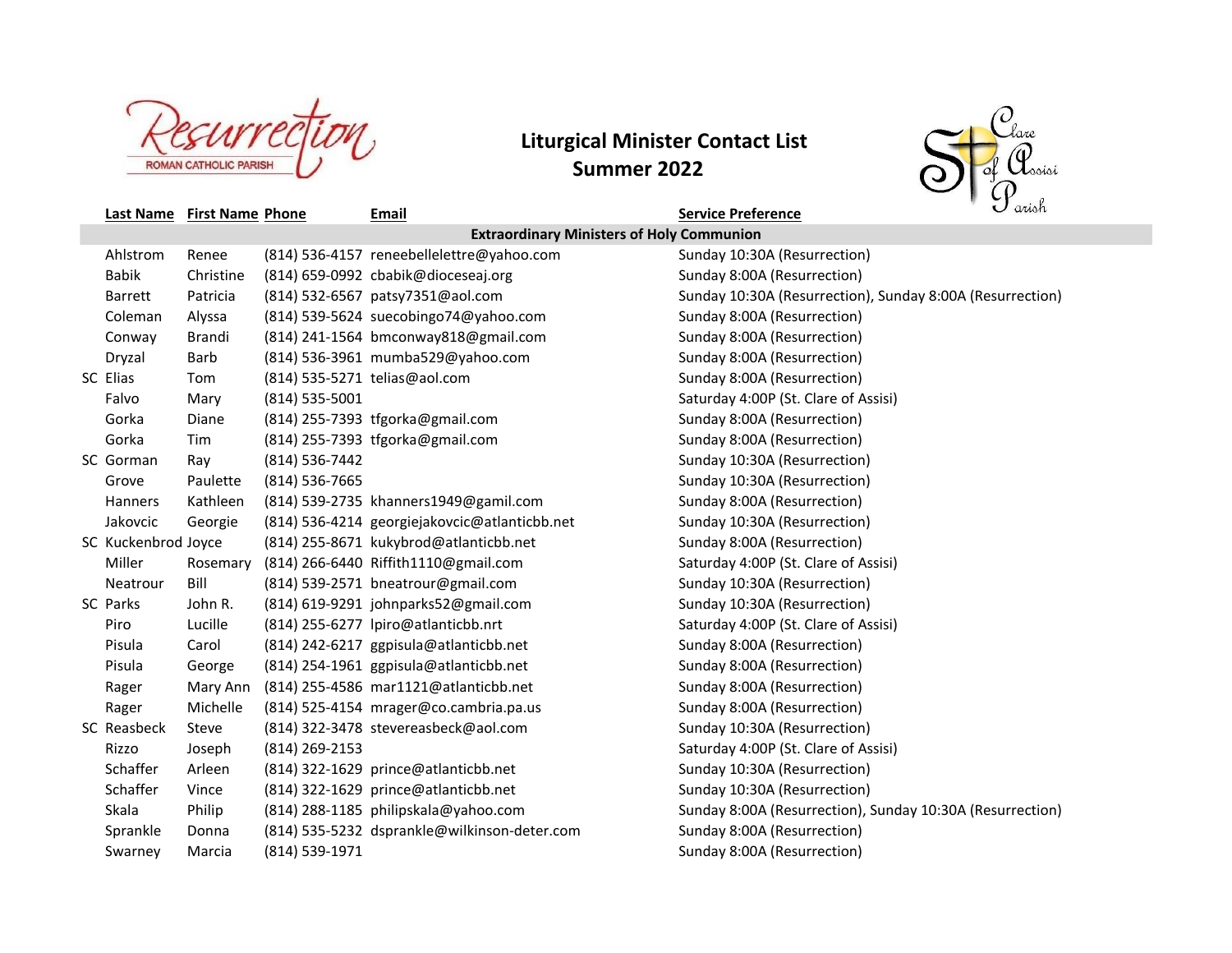# Liturgical Minister Contact List
## Summer 2022

| | Last Name | First Name | Phone | Email | Service Preference |
|---|---|---|---|---|---|
| **Extraordinary Ministers of Holy Communion** | | | | | |
| | Ahlstrom | Renee | (814) 536-4157 | reneebellelettre@yahoo.com | Sunday 10:30A (Resurrection) |
| | Babik | Christine | (814) 659-0992 | cbabik@dioceseaj.org | Sunday 8:00A (Resurrection) |
| | Barrett | Patricia | (814) 532-6567 | patsy7351@aol.com | Sunday 10:30A (Resurrection), Sunday 8:00A (Resurrection) |
| | Coleman | Alyssa | (814) 539-5624 | suecobingo74@yahoo.com | Sunday 8:00A (Resurrection) |
| | Conway | Brandi | (814) 241-1564 | bmconway818@gmail.com | Sunday 8:00A (Resurrection) |
| | Dryzal | Barb | (814) 536-3961 | mumba529@yahoo.com | Sunday 8:00A (Resurrection) |
| SC | Elias | Tom | (814) 535-5271 | telias@aol.com | Sunday 8:00A (Resurrection) |
| | Falvo | Mary | (814) 535-5001 | | Saturday 4:00P (St. Clare of Assisi) |
| | Gorka | Diane | (814) 255-7393 | tfgorka@gmail.com | Sunday 8:00A (Resurrection) |
| | Gorka | Tim | (814) 255-7393 | tfgorka@gmail.com | Sunday 8:00A (Resurrection) |
| SC | Gorman | Ray | (814) 536-7442 | | Sunday 10:30A (Resurrection) |
| | Grove | Paulette | (814) 536-7665 | | Sunday 10:30A (Resurrection) |
| | Hanners | Kathleen | (814) 539-2735 | khanners1949@gamil.com | Sunday 8:00A (Resurrection) |
| | Jakovcic | Georgie | (814) 536-4214 | georgiejakovcic@atlanticbb.net | Sunday 10:30A (Resurrection) |
| SC | Kuckenbrod | Joyce | (814) 255-8671 | kukybrod@atlanticbb.net | Sunday 8:00A (Resurrection) |
| | Miller | Rosemary | (814) 266-6440 | Riffith1110@gmail.com | Saturday 4:00P (St. Clare of Assisi) |
| | Neatrour | Bill | (814) 539-2571 | bneatrour@gmail.com | Sunday 10:30A (Resurrection) |
| SC | Parks | John R. | (814) 619-9291 | johnparks52@gmail.com | Sunday 10:30A (Resurrection) |
| | Piro | Lucille | (814) 255-6277 | lpiro@atlanticbb.nrt | Saturday 4:00P (St. Clare of Assisi) |
| | Pisula | Carol | (814) 242-6217 | ggpisula@atlanticbb.net | Sunday 8:00A (Resurrection) |
| | Pisula | George | (814) 254-1961 | ggpisula@atlanticbb.net | Sunday 8:00A (Resurrection) |
| | Rager | Mary Ann | (814) 255-4586 | mar1121@atlanticbb.net | Sunday 8:00A (Resurrection) |
| | Rager | Michelle | (814) 525-4154 | mrager@co.cambria.pa.us | Sunday 8:00A (Resurrection) |
| SC | Reasbeck | Steve | (814) 322-3478 | stevereasbeck@aol.com | Sunday 10:30A (Resurrection) |
| | Rizzo | Joseph | (814) 269-2153 | | Saturday 4:00P (St. Clare of Assisi) |
| | Schaffer | Arleen | (814) 322-1629 | prince@atlanticbb.net | Sunday 10:30A (Resurrection) |
| | Schaffer | Vince | (814) 322-1629 | prince@atlanticbb.net | Sunday 10:30A (Resurrection) |
| | Skala | Philip | (814) 288-1185 | philipskala@yahoo.com | Sunday 8:00A (Resurrection), Sunday 10:30A (Resurrection) |
| | Sprankle | Donna | (814) 535-5232 | dsprankle@wilkinson-deter.com | Sunday 8:00A (Resurrection) |
| | Swarney | Marcia | (814) 539-1971 | | Sunday 8:00A (Resurrection) |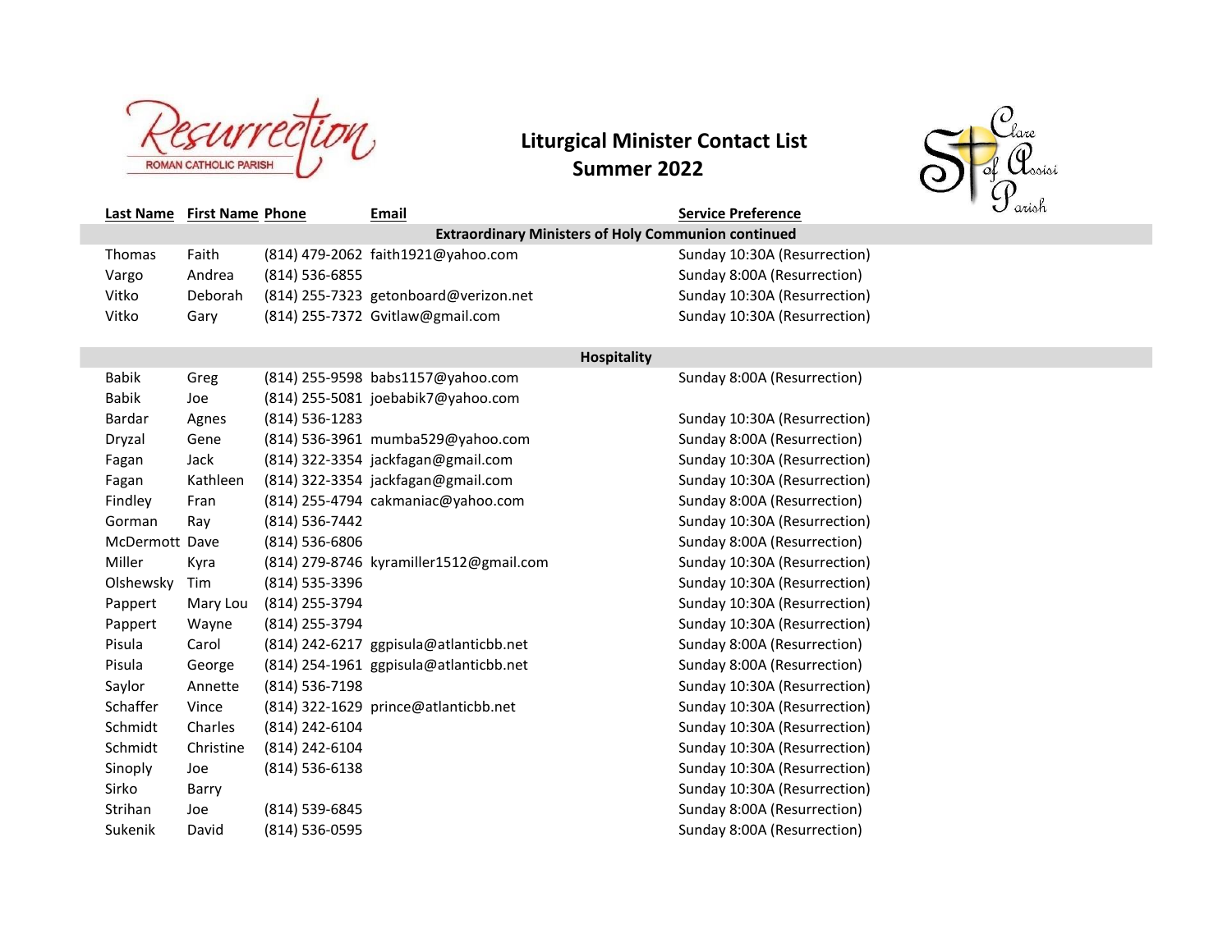# Liturgical Minister Contact List
## Summer 2022

| Last Name | First Name | Phone | Email | Service Preference |
|---|---|---|---|---|
| **Extraordinary Ministers of Holy Communion continued** | | | | |
| Thomas | Faith | (814) 479-2062 | faith1921@yahoo.com | Sunday 10:30A (Resurrection) |
| Vargo | Andrea | (814) 536-6855 | | Sunday 8:00A (Resurrection) |
| Vitko | Deborah | (814) 255-7323 | getonboard@verizon.net | Sunday 10:30A (Resurrection) |
| Vitko | Gary | (814) 255-7372 | Gvitlaw@gmail.com | Sunday 10:30A (Resurrection) |
| **Hospitality** | | | | |
| Babik | Greg | (814) 255-9598 | babs1157@yahoo.com | Sunday 8:00A (Resurrection) |
| Babik | Joe | (814) 255-5081 | joebabik7@yahoo.com | |
| Bardar | Agnes | (814) 536-1283 | | Sunday 10:30A (Resurrection) |
| Dryzal | Gene | (814) 536-3961 | mumba529@yahoo.com | Sunday 8:00A (Resurrection) |
| Fagan | Jack | (814) 322-3354 | jackfagan@gmail.com | Sunday 10:30A (Resurrection) |
| Fagan | Kathleen | (814) 322-3354 | jackfagan@gmail.com | Sunday 10:30A (Resurrection) |
| Findley | Fran | (814) 255-4794 | cakmaniac@yahoo.com | Sunday 8:00A (Resurrection) |
| Gorman | Ray | (814) 536-7442 | | Sunday 10:30A (Resurrection) |
| McDermott | Dave | (814) 536-6806 | | Sunday 8:00A (Resurrection) |
| Miller | Kyra | (814) 279-8746 | kyramiller1512@gmail.com | Sunday 10:30A (Resurrection) |
| Olshewsky | Tim | (814) 535-3396 | | Sunday 10:30A (Resurrection) |
| Pappert | Mary Lou | (814) 255-3794 | | Sunday 10:30A (Resurrection) |
| Pappert | Wayne | (814) 255-3794 | | Sunday 10:30A (Resurrection) |
| Pisula | Carol | (814) 242-6217 | ggpisula@atlanticbb.net | Sunday 8:00A (Resurrection) |
| Pisula | George | (814) 254-1961 | ggpisula@atlanticbb.net | Sunday 8:00A (Resurrection) |
| Saylor | Annette | (814) 536-7198 | | Sunday 10:30A (Resurrection) |
| Schaffer | Vince | (814) 322-1629 | prince@atlanticbb.net | Sunday 10:30A (Resurrection) |
| Schmidt | Charles | (814) 242-6104 | | Sunday 10:30A (Resurrection) |
| Schmidt | Christine | (814) 242-6104 | | Sunday 10:30A (Resurrection) |
| Sinoply | Joe | (814) 536-6138 | | Sunday 10:30A (Resurrection) |
| Sirko | Barry | | | Sunday 10:30A (Resurrection) |
| Strihan | Joe | (814) 539-6845 | | Sunday 8:00A (Resurrection) |
| Sukenik | David | (814) 536-0595 | | Sunday 8:00A (Resurrection) |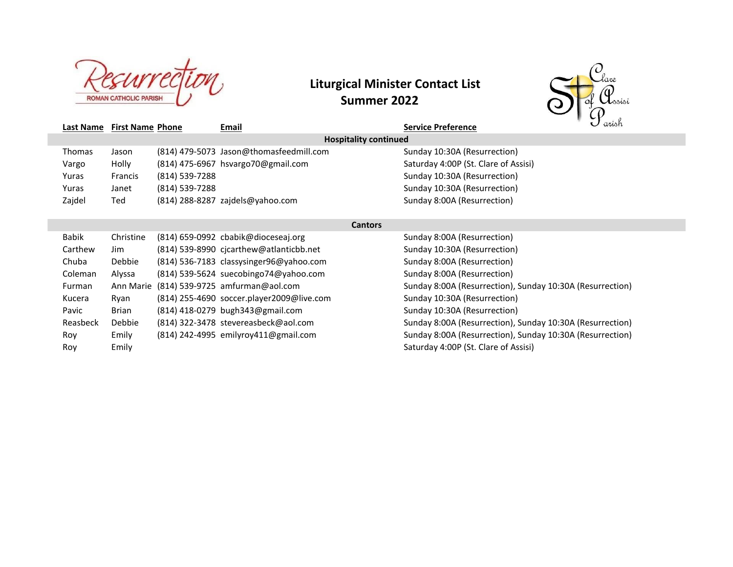## Liturgical Minister Contact List
## Summer 2022

| Last Name | First Name | Phone | Email | Service Preference |
|---|---|---|---|---|
| | | **Hospitality continued** | | |
| Thomas | Jason | (814) 479-5073 | Jason@thomasfeedmill.com | Sunday 10:30A (Resurrection) |
| Vargo | Holly | (814) 475-6967 | hsvargo70@gmail.com | Saturday 4:00P (St. Clare of Assisi) |
| Yuras | Francis | (814) 539-7288 | | Sunday 10:30A (Resurrection) |
| Yuras | Janet | (814) 539-7288 | | Sunday 10:30A (Resurrection) |
| Zajdel | Ted | (814) 288-8287 | zajdels@yahoo.com | Sunday 8:00A (Resurrection) |
| | | **Cantors** | | |
| Babik | Christine | (814) 659-0992 | cbabik@dioceseaj.org | Sunday 8:00A (Resurrection) |
| Carthew | Jim | (814) 539-8990 | cjcarthew@atlanticbb.net | Sunday 10:30A (Resurrection) |
| Chuba | Debbie | (814) 536-7183 | classysinger96@yahoo.com | Sunday 8:00A (Resurrection) |
| Coleman | Alyssa | (814) 539-5624 | suecobingo74@yahoo.com | Sunday 8:00A (Resurrection) |
| Furman | Ann Marie | (814) 539-9725 | amfurman@aol.com | Sunday 8:00A (Resurrection), Sunday 10:30A (Resurrection) |
| Kucera | Ryan | (814) 255-4690 | soccer.player2009@live.com | Sunday 10:30A (Resurrection) |
| Pavic | Brian | (814) 418-0279 | bugh343@gmail.com | Sunday 10:30A (Resurrection) |
| Reasbeck | Debbie | (814) 322-3478 | stevereasbeck@aol.com | Sunday 8:00A (Resurrection), Sunday 10:30A (Resurrection) |
| Roy | Emily | (814) 242-4995 | emilyroy411@gmail.com | Sunday 8:00A (Resurrection), Sunday 10:30A (Resurrection) |
| Roy | Emily | | | Saturday 4:00P (St. Clare of Assisi) |